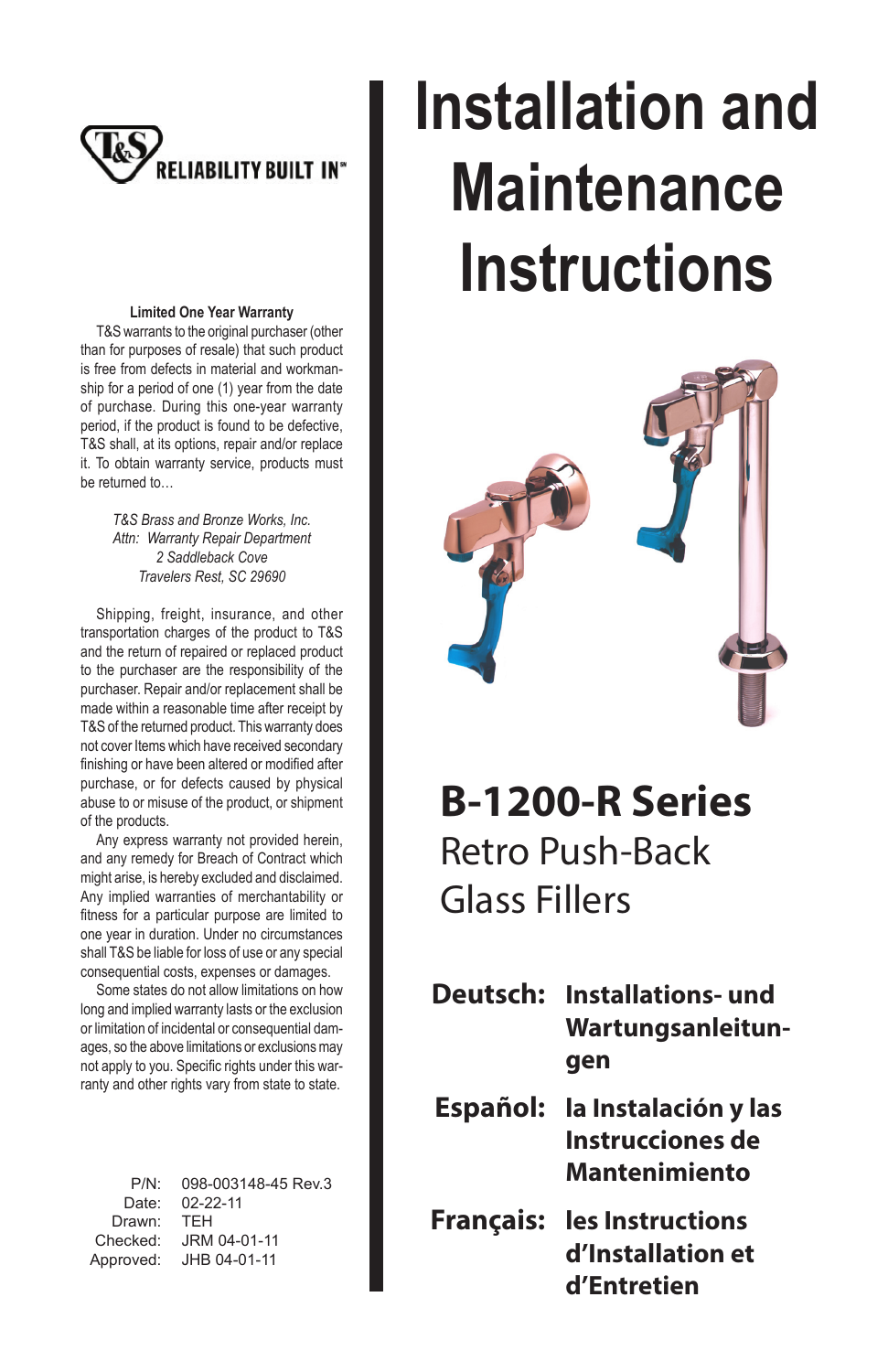T&S RELIABILITY BUILT IN℠

# Installation and Maintenance Instructions

## B-1200-R Series

Retro Push-Back Glass Fillers

**Deutsch:** **Installations- und Wartungsanleitungen**

**Español:** **la Instalación y las Instrucciones de Mantenimiento**

**Français:** **les Instructions d'Installation et d'Entretien**

### Limited One Year Warranty

T&S warrants to the original purchaser (other than for purposes of resale) that such product is free from defects in material and workmanship for a period of one (1) year from the date of purchase. During this one-year warranty period, if the product is found to be defective, T&S shall, at its options, repair and/or replace it. To obtain warranty service, products must be returned to…

*T&S Brass and Bronze Works, Inc.*
*Attn: Warranty Repair Department*
*2 Saddleback Cove*
*Travelers Rest, SC 29690*

Shipping, freight, insurance, and other transportation charges of the product to T&S and the return of repaired or replaced product to the purchaser are the responsibility of the purchaser. Repair and/or replacement shall be made within a reasonable time after receipt by T&S of the returned product. This warranty does not cover Items which have received secondary finishing or have been altered or modified after purchase, or for defects caused by physical abuse to or misuse of the product, or shipment of the products.

Any express warranty not provided herein, and any remedy for Breach of Contract which might arise, is hereby excluded and disclaimed. Any implied warranties of merchantability or fitness for a particular purpose are limited to one year in duration. Under no circumstances shall T&S be liable for loss of use or any special consequential costs, expenses or damages.

Some states do not allow limitations on how long and implied warranty lasts or the exclusion or limitation of incidental or consequential damages, so the above limitations or exclusions may not apply to you. Specific rights under this warranty and other rights vary from state to state.

| | |
|---|---|
| P/N: | 098-003148-45 Rev.3 |
| Date: | 02-22-11 |
| Drawn: | TEH |
| Checked: | JRM 04-01-11 |
| Approved: | JHB 04-01-11 |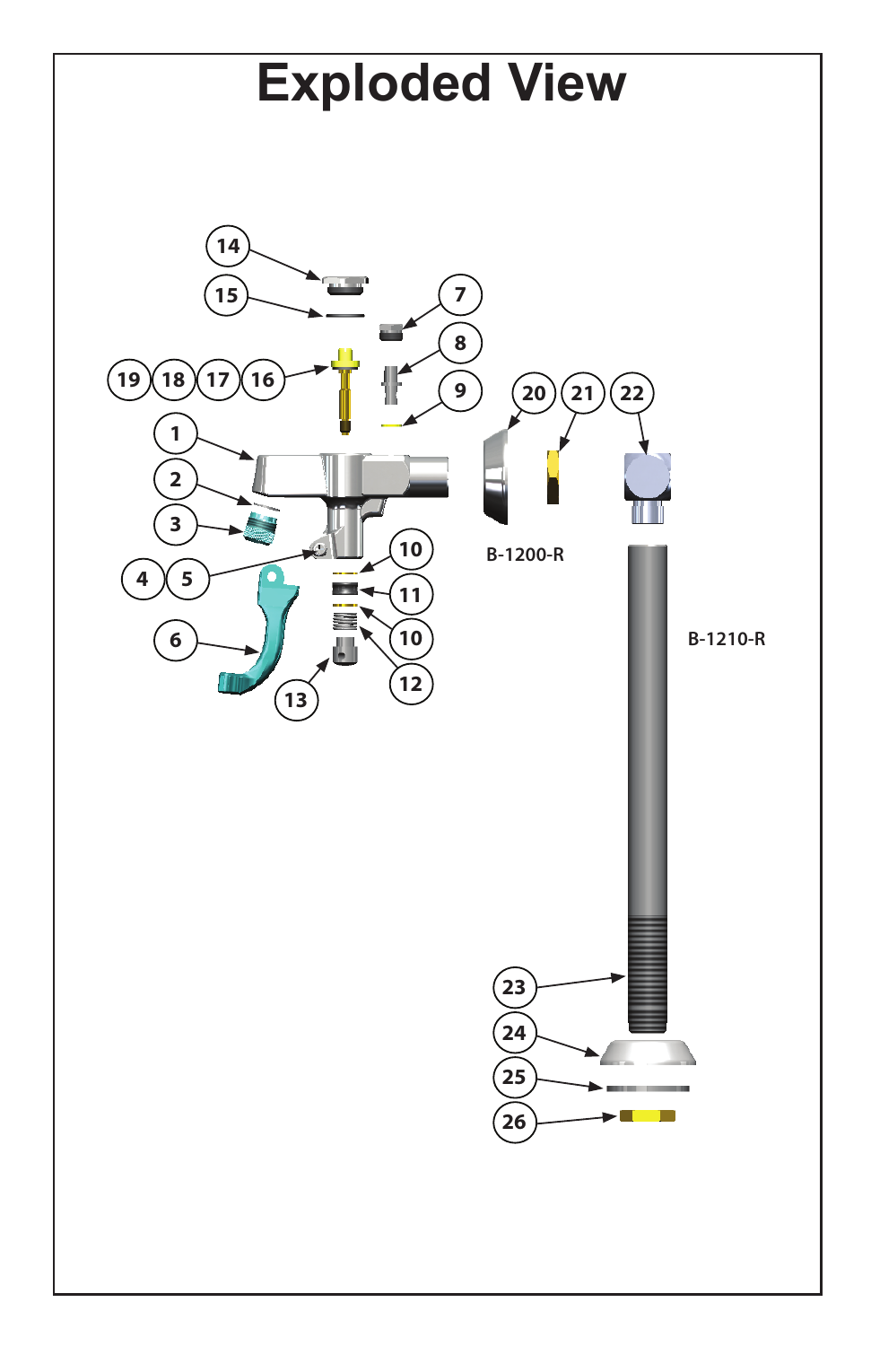# Exploded View

B-1200-R

B-1210-R

14 15 7 8 19 18 17 16 9 20 21 22 1 2 3 4 5 10 11 10 6 12 13 23 24 25 26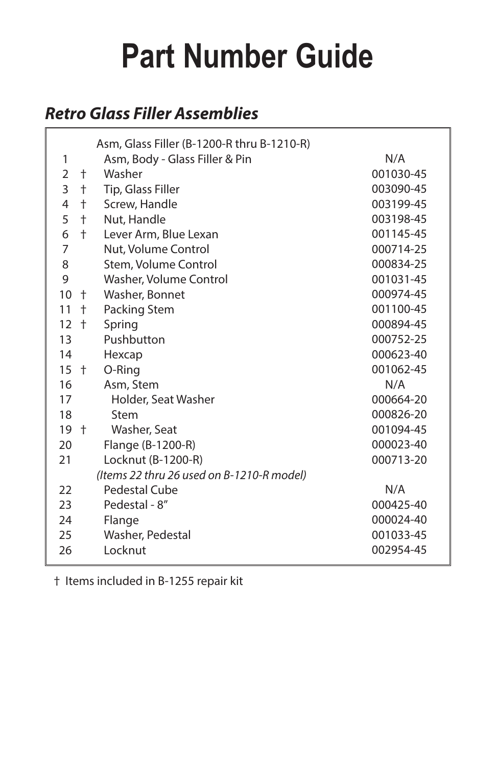# Part Number Guide

## *Retro Glass Filler Assemblies*

| # | | Description | Part Number |
|---|---|---|---|
| | | Asm, Glass Filler (B-1200-R thru B-1210-R) | |
| 1 | | Asm, Body - Glass Filler & Pin | N/A |
| 2 | † | Washer | 001030-45 |
| 3 | † | Tip, Glass Filler | 003090-45 |
| 4 | † | Screw, Handle | 003199-45 |
| 5 | † | Nut, Handle | 003198-45 |
| 6 | † | Lever Arm, Blue Lexan | 001145-45 |
| 7 | | Nut, Volume Control | 000714-25 |
| 8 | | Stem, Volume Control | 000834-25 |
| 9 | | Washer, Volume Control | 001031-45 |
| 10 | † | Washer, Bonnet | 000974-45 |
| 11 | † | Packing Stem | 001100-45 |
| 12 | † | Spring | 000894-45 |
| 13 | | Pushbutton | 000752-25 |
| 14 | | Hexcap | 000623-40 |
| 15 | † | O-Ring | 001062-45 |
| 16 | | Asm, Stem | N/A |
| 17 | | Holder, Seat Washer | 000664-20 |
| 18 | | Stem | 000826-20 |
| 19 | † | Washer, Seat | 001094-45 |
| 20 | | Flange (B-1200-R) | 000023-40 |
| 21 | | Locknut (B-1200-R) | 000713-20 |
| | | *(Items 22 thru 26 used on B-1210-R model)* | |
| 22 | | Pedestal Cube | N/A |
| 23 | | Pedestal - 8" | 000425-40 |
| 24 | | Flange | 000024-40 |
| 25 | | Washer, Pedestal | 001033-45 |
| 26 | | Locknut | 002954-45 |

† Items included in B-1255 repair kit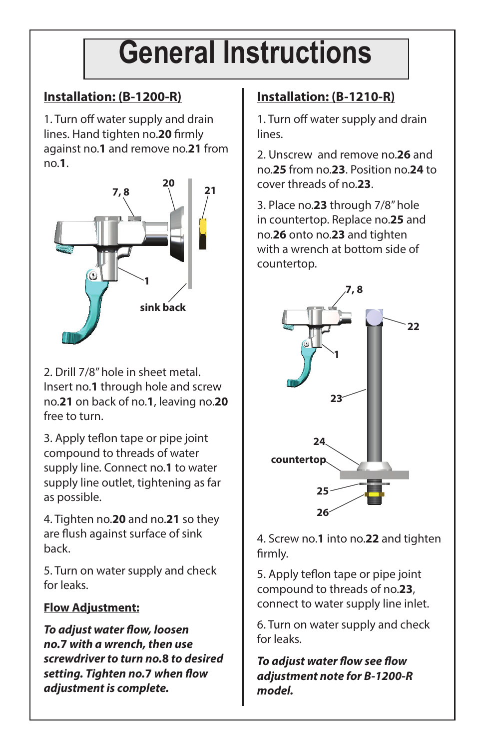# General Instructions

## Installation: (B-1200-R)

1. Turn off water supply and drain lines. Hand tighten no.**20** firmly against no.**1** and remove no.**21** from no.**1**.

2. Drill 7/8" hole in sheet metal. Insert no.**1** through hole and screw no.**21** on back of no.**1**, leaving no.**20** free to turn.

3. Apply teflon tape or pipe joint compound to threads of water supply line. Connect no.**1** to water supply line outlet, tightening as far as possible.

4. Tighten no.**20** and no.**21** so they are flush against surface of sink back.

5. Turn on water supply and check for leaks.

### Flow Adjustment:

***To adjust water flow, loosen no.7 with a wrench, then use screwdriver to turn no.8 to desired setting. Tighten no.7 when flow adjustment is complete.***

## Installation: (B-1210-R)

1. Turn off water supply and drain lines.

2. Unscrew and remove no.**26** and no.**25** from no.**23**. Position no.**24** to cover threads of no.**23**.

3. Place no.**23** through 7/8" hole in countertop. Replace no.**25** and no.**26** onto no.**23** and tighten with a wrench at bottom side of countertop.

4. Screw no.**1** into no.**22** and tighten firmly.

5. Apply teflon tape or pipe joint compound to threads of no.**23**, connect to water supply line inlet.

6. Turn on water supply and check for leaks.

***To adjust water flow see flow adjustment note for B-1200-R model.***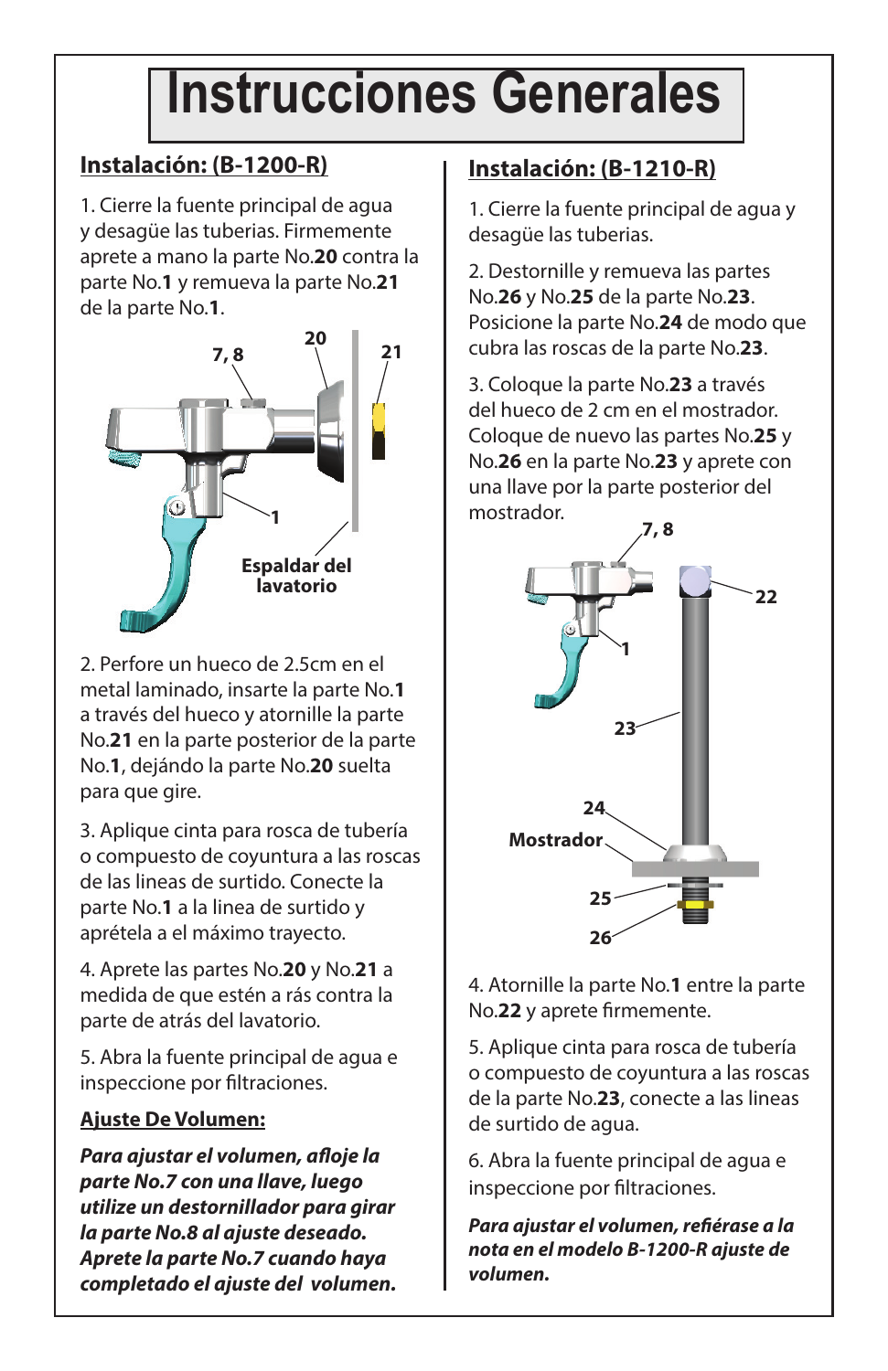# Instrucciones Generales

## Instalación: (B-1200-R)

1. Cierre la fuente principal de agua y desagüe las tuberias. Firmemente aprete a mano la parte No.**20** contra la parte No.**1** y remueva la parte No.**21** de la parte No.**1**.

7, 8

20

21

1

Espaldar del lavatorio

2. Perfore un hueco de 2.5cm en el metal laminado, insarte la parte No.**1** a través del hueco y atornille la parte No.**21** en la parte posterior de la parte No.**1**, dejándo la parte No.**20** suelta para que gire.

3. Aplique cinta para rosca de tubería o compuesto de coyuntura a las roscas de las lineas de surtido. Conecte la parte No.**1** a la linea de surtido y aprétela a el máximo trayecto.

4. Aprete las partes No.**20** y No.**21** a medida de que estén a rás contra la parte de atrás del lavatorio.

5. Abra la fuente principal de agua e inspeccione por filtraciones.

### Ajuste De Volumen:

***Para ajustar el volumen, afloje la parte No.7 con una llave, luego utilize un destornillador para girar la parte No.8 al ajuste deseado. Aprete la parte No.7 cuando haya completado el ajuste del volumen.***

## Instalación: (B-1210-R)

1. Cierre la fuente principal de agua y desagüe las tuberias.

2. Destornille y remueva las partes No.**26** y No.**25** de la parte No.**23**. Posicione la parte No.**24** de modo que cubra las roscas de la parte No.**23**.

3. Coloque la parte No.**23** a través del hueco de 2 cm en el mostrador. Coloque de nuevo las partes No.**25** y No.**26** en la parte No.**23** y aprete con una llave por la parte posterior del mostrador.

7, 8

22

1

23

24

Mostrador

25

26

4. Atornille la parte No.**1** entre la parte No.**22** y aprete firmemente.

5. Aplique cinta para rosca de tubería o compuesto de coyuntura a las roscas de la parte No.**23**, conecte a las lineas de surtido de agua.

6. Abra la fuente principal de agua e inspeccione por filtraciones.

***Para ajustar el volumen, refiérase a la nota en el modelo B-1200-R ajuste de volumen.***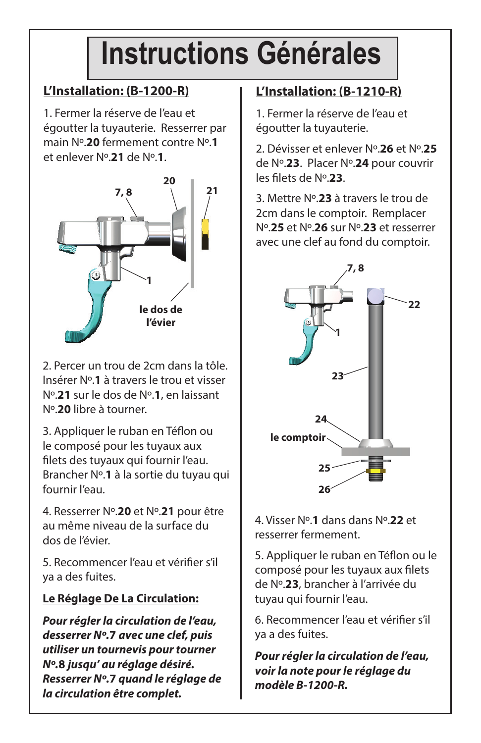# Instructions Générales

## L'Installation: (B-1200-R)

1. Fermer la réserve de l'eau et égoutter la tuyauterie. Resserrer par main Nº.**20** fermement contre Nº.**1** et enlever Nº.**21** de Nº.**1**.

2. Percer un trou de 2cm dans la tôle. Insérer Nº.**1** à travers le trou et visser Nº.**21** sur le dos de Nº.**1**, en laissant Nº.**20** libre à tourner.

3. Appliquer le ruban en Téflon ou le composé pour les tuyaux aux filets des tuyaux qui fournir l'eau. Brancher Nº.**1** à la sortie du tuyau qui fournir l'eau.

4. Resserrer Nº.**20** et Nº.**21** pour être au même niveau de la surface du dos de l'évier.

5. Recommencer l'eau et vérifier s'il ya a des fuites.

### Le Réglage De La Circulation:

***Pour régler la circulation de l'eau, desserrer Nº.7 avec une clef, puis utiliser un tournevis pour tourner Nº.8 jusqu' au réglage désiré. Resserrer Nº.7 quand le réglage de la circulation être complet.***

## L'Installation: (B-1210-R)

1. Fermer la réserve de l'eau et égoutter la tuyauterie.

2. Dévisser et enlever Nº.**26** et Nº.**25** de Nº.**23**. Placer Nº.**24** pour couvrir les filets de Nº.**23**.

3. Mettre Nº.**23** à travers le trou de 2cm dans le comptoir. Remplacer Nº.**25** et Nº.**26** sur Nº.**23** et resserrer avec une clef au fond du comptoir.

4. Visser Nº.**1** dans dans Nº.**22** et resserrer fermement.

5. Appliquer le ruban en Téflon ou le composé pour les tuyaux aux filets de Nº.**23**, brancher à l'arrivée du tuyau qui fournir l'eau.

6. Recommencer l'eau et vérifier s'il ya a des fuites.

***Pour régler la circulation de l'eau, voir la note pour le réglage du modèle B-1200-R.***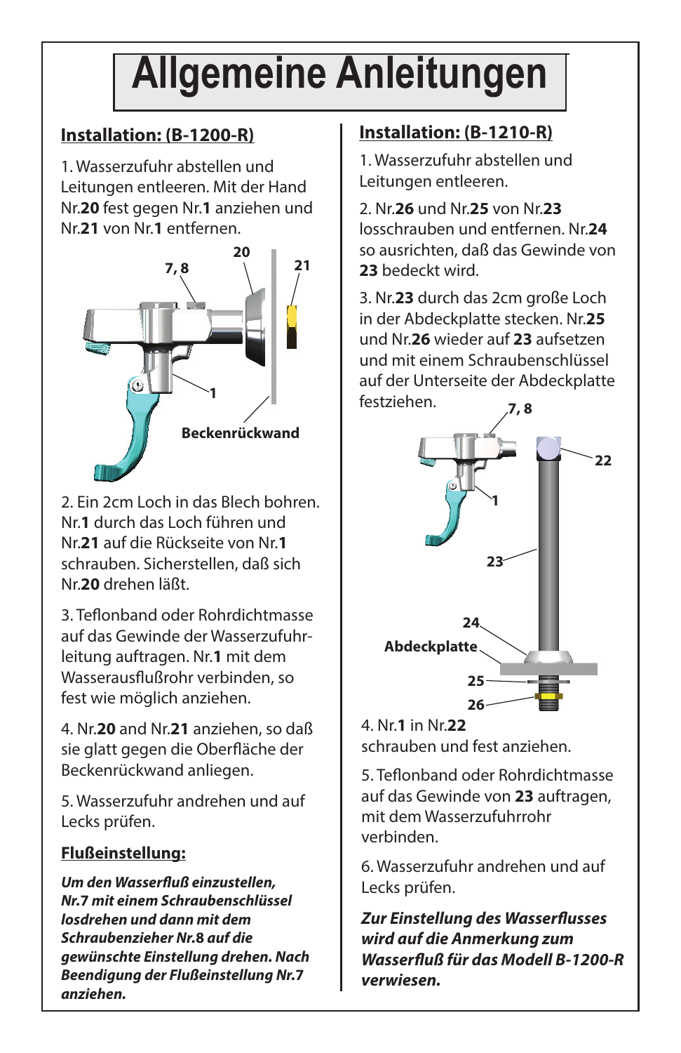# Allgemeine Anleitungen

## Installation: (B-1200-R)

1. Wasserzufuhr abstellen und Leitungen entleeren. Mit der Hand Nr.**20** fest gegen Nr.**1** anziehen und Nr.**21** von Nr.**1** entfernen.

2. Ein 2cm Loch in das Blech bohren. Nr.**1** durch das Loch führen und Nr.**21** auf die Rückseite von Nr.**1** schrauben. Sicherstellen, daß sich Nr.**20** drehen läßt.

3. Teflonband oder Rohrdichtmasse auf das Gewinde der Wasserzufuhrleitung auftragen. Nr.**1** mit dem Wasserausflußrohr verbinden, so fest wie möglich anziehen.

4. Nr.**20** and Nr.**21** anziehen, so daß sie glatt gegen die Oberfläche der Beckenrückwand anliegen.

5. Wasserzufuhr andrehen und auf Lecks prüfen.

## Flußeinstellung:

***Um den Wasserfluß einzustellen, Nr.7 mit einem Schraubenschlüssel losdrehen und dann mit dem Schraubenzieher Nr.8 auf die gewünschte Einstellung drehen. Nach Beendigung der Flußeinstellung Nr.7 anziehen.***

## Installation: (B-1210-R)

1. Wasserzufuhr abstellen und Leitungen entleeren.

2. Nr.**26** und Nr.**25** von Nr.**23** losschrauben und entfernen. Nr.**24** so ausrichten, daß das Gewinde von **23** bedeckt wird.

3. Nr.**23** durch das 2cm große Loch in der Abdeckplatte stecken. Nr.**25** und Nr.**26** wieder auf **23** aufsetzen und mit einem Schraubenschlüssel auf der Unterseite der Abdeckplatte festziehen.

4. Nr.**1** in Nr.**22** schrauben und fest anziehen.

5. Teflonband oder Rohrdichtmasse auf das Gewinde von **23** auftragen, mit dem Wasserzufuhrrohr verbinden.

6. Wasserzufuhr andrehen und auf Lecks prüfen.

***Zur Einstellung des Wasserflusses wird auf die Anmerkung zum Wasserfluß für das Modell B-1200-R verwiesen.***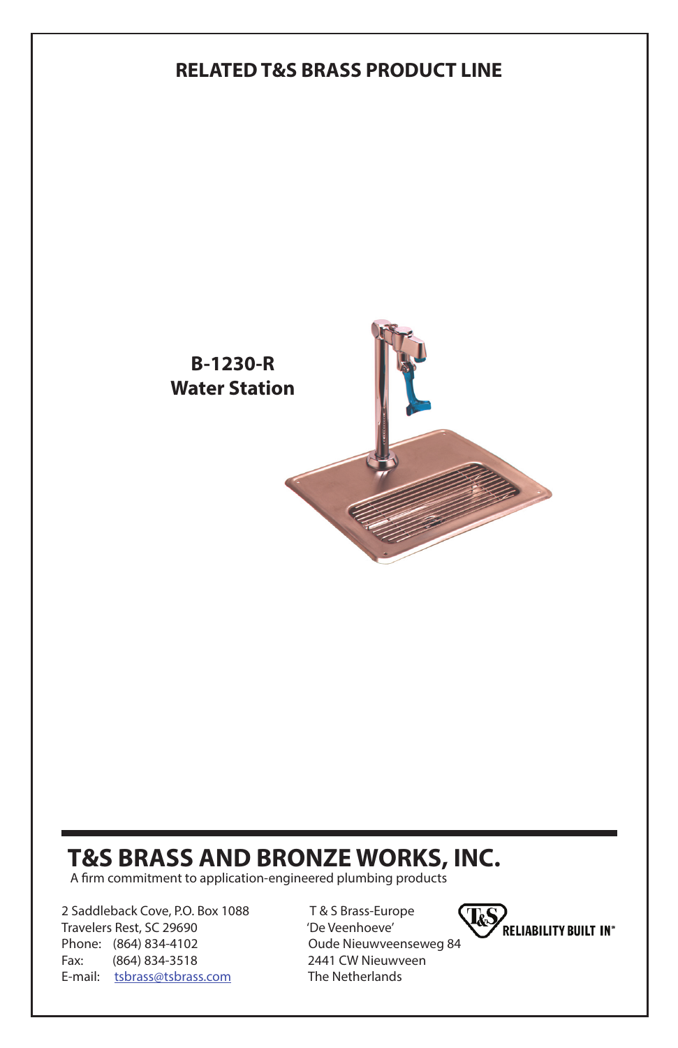## RELATED T&S BRASS PRODUCT LINE

**B-1230-R**
**Water Station**

# T&S BRASS AND BRONZE WORKS, INC.

A firm commitment to application-engineered plumbing products

2 Saddleback Cove, P.O. Box 1088
Travelers Rest, SC 29690
Phone: (864) 834-4102
Fax: (864) 834-3518
E-mail: tsbrass@tsbrass.com

T & S Brass-Europe
'De Veenhoeve'
Oude Nieuwveenseweg 84
2441 CW Nieuwveen
The Netherlands

RELIABILITY BUILT IN℠